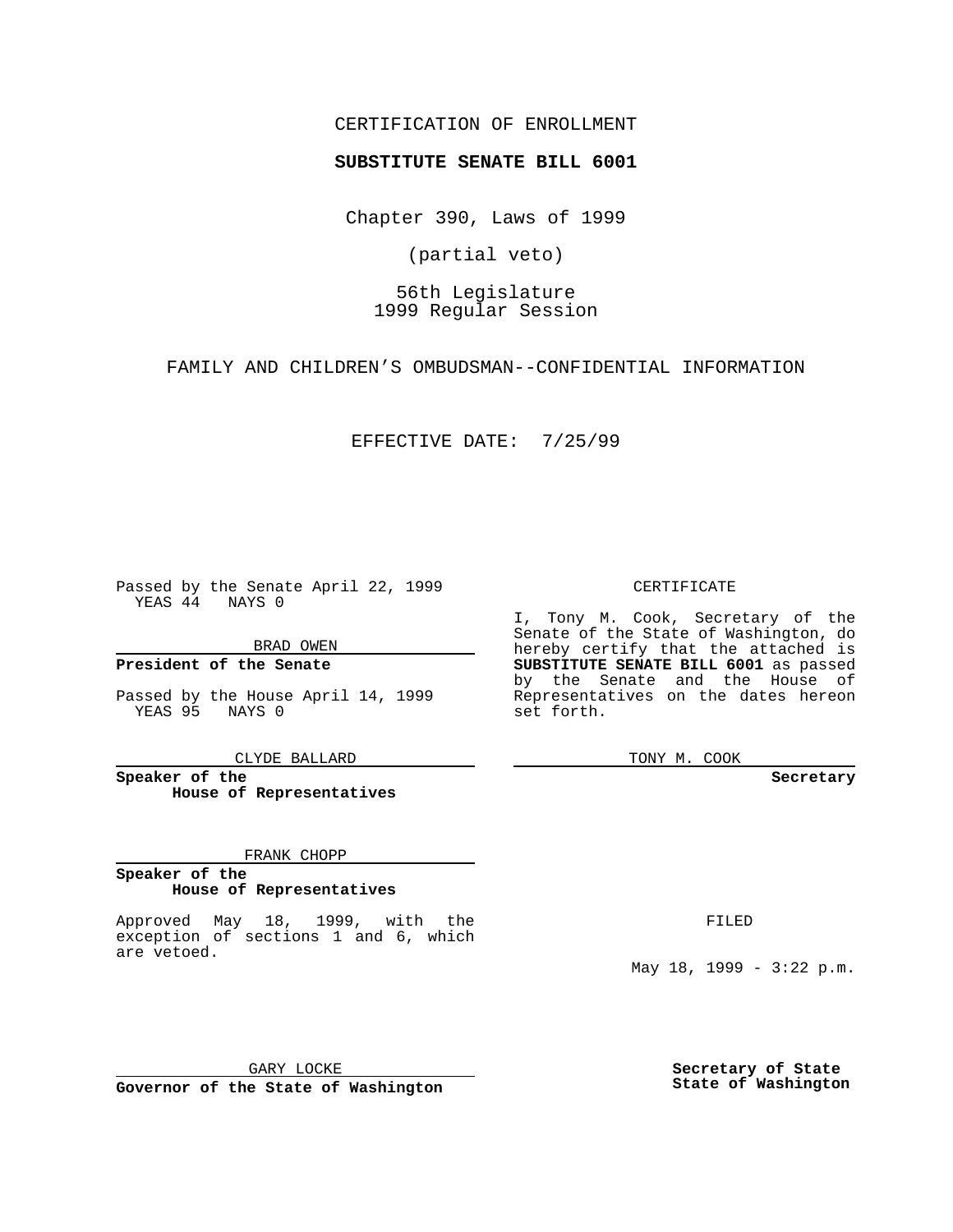CERTIFICATION OF ENROLLMENT

**SUBSTITUTE SENATE BILL 6001**

Chapter 390, Laws of 1999

(partial veto)

56th Legislature
1999 Regular Session

FAMILY AND CHILDREN'S OMBUDSMAN--CONFIDENTIAL INFORMATION

EFFECTIVE DATE: 7/25/99

Passed by the Senate April 22, 1999
YEAS 44 NAYS 0

BRAD OWEN

**President of the Senate**

Passed by the House April 14, 1999
YEAS 95 NAYS 0

CLYDE BALLARD

**Speaker of the House of Representatives**

FRANK CHOPP

**Speaker of the House of Representatives**

Approved May 18, 1999, with the exception of sections 1 and 6, which are vetoed.

GARY LOCKE

**Governor of the State of Washington**

CERTIFICATE

I, Tony M. Cook, Secretary of the Senate of the State of Washington, do hereby certify that the attached is **SUBSTITUTE SENATE BILL 6001** as passed by the Senate and the House of Representatives on the dates hereon set forth.

TONY M. COOK

**Secretary**

FILED

May 18, 1999 - 3:22 p.m.

**Secretary of State**
**State of Washington**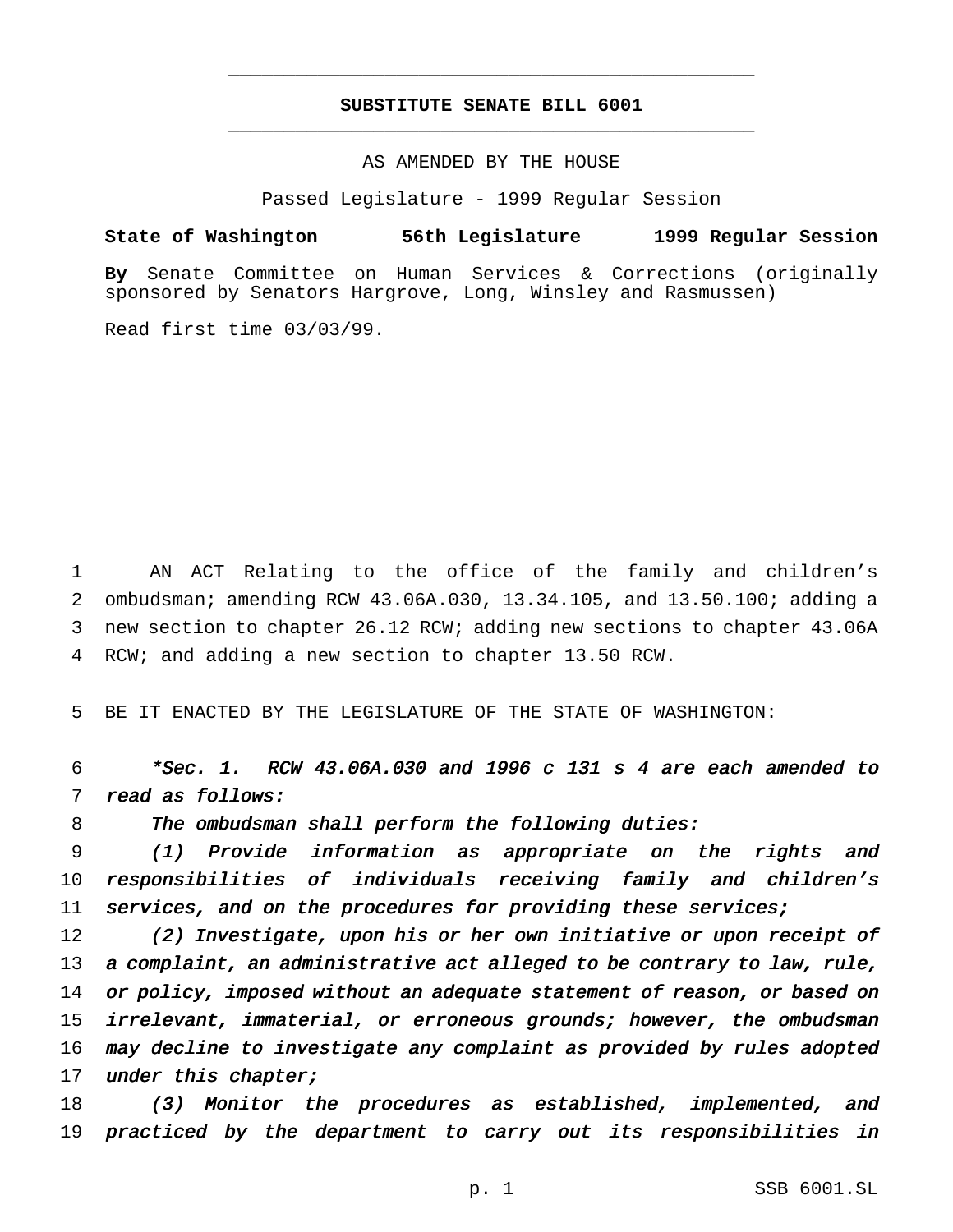# SUBSTITUTE SENATE BILL 6001

AS AMENDED BY THE HOUSE

Passed Legislature - 1999 Regular Session

**State of Washington 56th Legislature 1999 Regular Session**

**By** Senate Committee on Human Services & Corrections (originally sponsored by Senators Hargrove, Long, Winsley and Rasmussen)

Read first time 03/03/99.

1 AN ACT Relating to the office of the family and children's
2 ombudsman; amending RCW 43.06A.030, 13.34.105, and 13.50.100; adding a
3 new section to chapter 26.12 RCW; adding new sections to chapter 43.06A
4 RCW; and adding a new section to chapter 13.50 RCW.

5 BE IT ENACTED BY THE LEGISLATURE OF THE STATE OF WASHINGTON:

6 *\*Sec. 1. RCW 43.06A.030 and 1996 c 131 s 4 are each amended to*
7 *read as follows:*

8 *The ombudsman shall perform the following duties:*

9 *(1) Provide information as appropriate on the rights and*
10 *responsibilities of individuals receiving family and children's*
11 *services, and on the procedures for providing these services;*

12 *(2) Investigate, upon his or her own initiative or upon receipt of*
13 *a complaint, an administrative act alleged to be contrary to law, rule,*
14 *or policy, imposed without an adequate statement of reason, or based on*
15 *irrelevant, immaterial, or erroneous grounds; however, the ombudsman*
16 *may decline to investigate any complaint as provided by rules adopted*
17 *under this chapter;*

18 *(3) Monitor the procedures as established, implemented, and*
19 *practiced by the department to carry out its responsibilities in*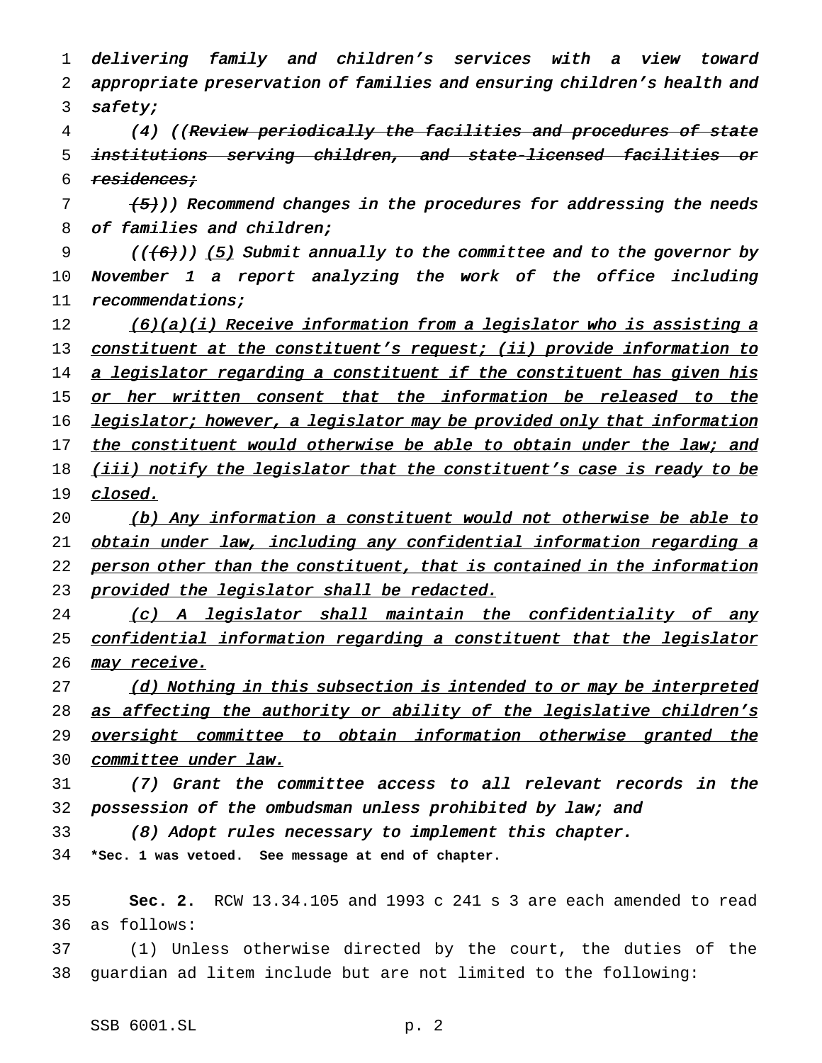*delivering family and children's services with a view toward appropriate preservation of families and ensuring children's health and safety;*

*(4) ((~~Review periodically the facilities and procedures of state institutions serving children, and state-licensed facilities or residences;~~*

*~~(5)~~)) Recommend changes in the procedures for addressing the needs of families and children;*

*((~~(6)~~)) (5) Submit annually to the committee and to the governor by November 1 a report analyzing the work of the office including recommendations;*

*<u>(6)(a)(i) Receive information from a legislator who is assisting a constituent at the constituent's request; (ii) provide information to a legislator regarding a constituent if the constituent has given his or her written consent that the information be released to the legislator; however, a legislator may be provided only that information the constituent would otherwise be able to obtain under the law; and (iii) notify the legislator that the constituent's case is ready to be closed.</u>*

*<u>(b) Any information a constituent would not otherwise be able to obtain under law, including any confidential information regarding a person other than the constituent, that is contained in the information provided the legislator shall be redacted.</u>*

*<u>(c) A legislator shall maintain the confidentiality of any confidential information regarding a constituent that the legislator may receive.</u>*

*<u>(d) Nothing in this subsection is intended to or may be interpreted as affecting the authority or ability of the legislative children's oversight committee to obtain information otherwise granted the committee under law.</u>*

*(7) Grant the committee access to all relevant records in the possession of the ombudsman unless prohibited by law; and*

*(8) Adopt rules necessary to implement this chapter.*

**\*Sec. 1 was vetoed. See message at end of chapter.**

**Sec. 2.** RCW 13.34.105 and 1993 c 241 s 3 are each amended to read as follows:

(1) Unless otherwise directed by the court, the duties of the guardian ad litem include but are not limited to the following: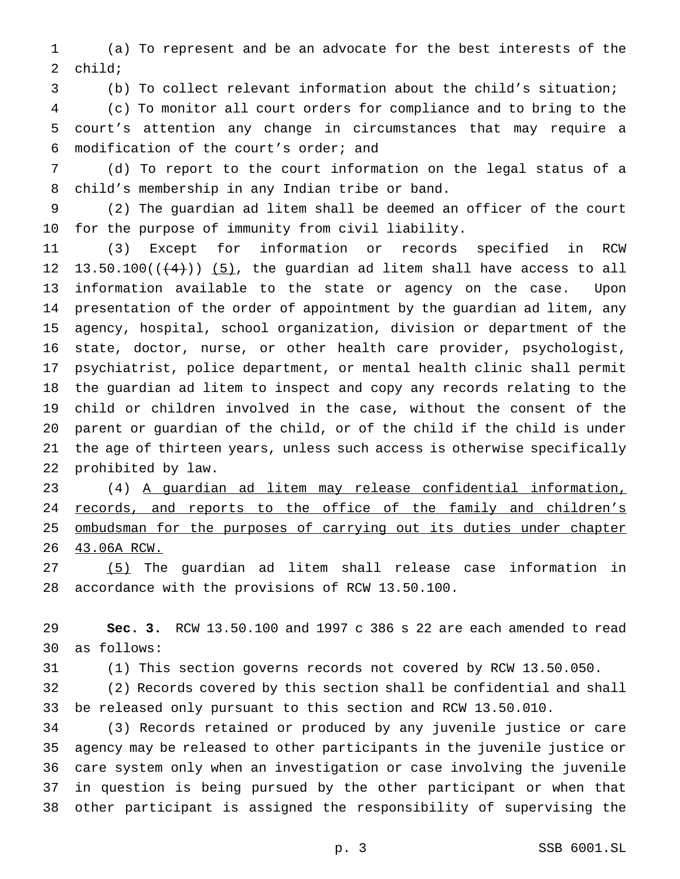(a) To represent and be an advocate for the best interests of the child;

(b) To collect relevant information about the child's situation;

(c) To monitor all court orders for compliance and to bring to the court's attention any change in circumstances that may require a modification of the court's order; and

(d) To report to the court information on the legal status of a child's membership in any Indian tribe or band.

(2) The guardian ad litem shall be deemed an officer of the court for the purpose of immunity from civil liability.

(3) Except for information or records specified in RCW 13.50.100((~~(4)~~)) <u>(5)</u>, the guardian ad litem shall have access to all information available to the state or agency on the case. Upon presentation of the order of appointment by the guardian ad litem, any agency, hospital, school organization, division or department of the state, doctor, nurse, or other health care provider, psychologist, psychiatrist, police department, or mental health clinic shall permit the guardian ad litem to inspect and copy any records relating to the child or children involved in the case, without the consent of the parent or guardian of the child, or of the child if the child is under the age of thirteen years, unless such access is otherwise specifically prohibited by law.

(4) <u>A guardian ad litem may release confidential information, records, and reports to the office of the family and children's ombudsman for the purposes of carrying out its duties under chapter 43.06A RCW.</u>

<u>(5)</u> The guardian ad litem shall release case information in accordance with the provisions of RCW 13.50.100.

**Sec. 3.** RCW 13.50.100 and 1997 c 386 s 22 are each amended to read as follows:

(1) This section governs records not covered by RCW 13.50.050.

(2) Records covered by this section shall be confidential and shall be released only pursuant to this section and RCW 13.50.010.

(3) Records retained or produced by any juvenile justice or care agency may be released to other participants in the juvenile justice or care system only when an investigation or case involving the juvenile in question is being pursued by the other participant or when that other participant is assigned the responsibility of supervising the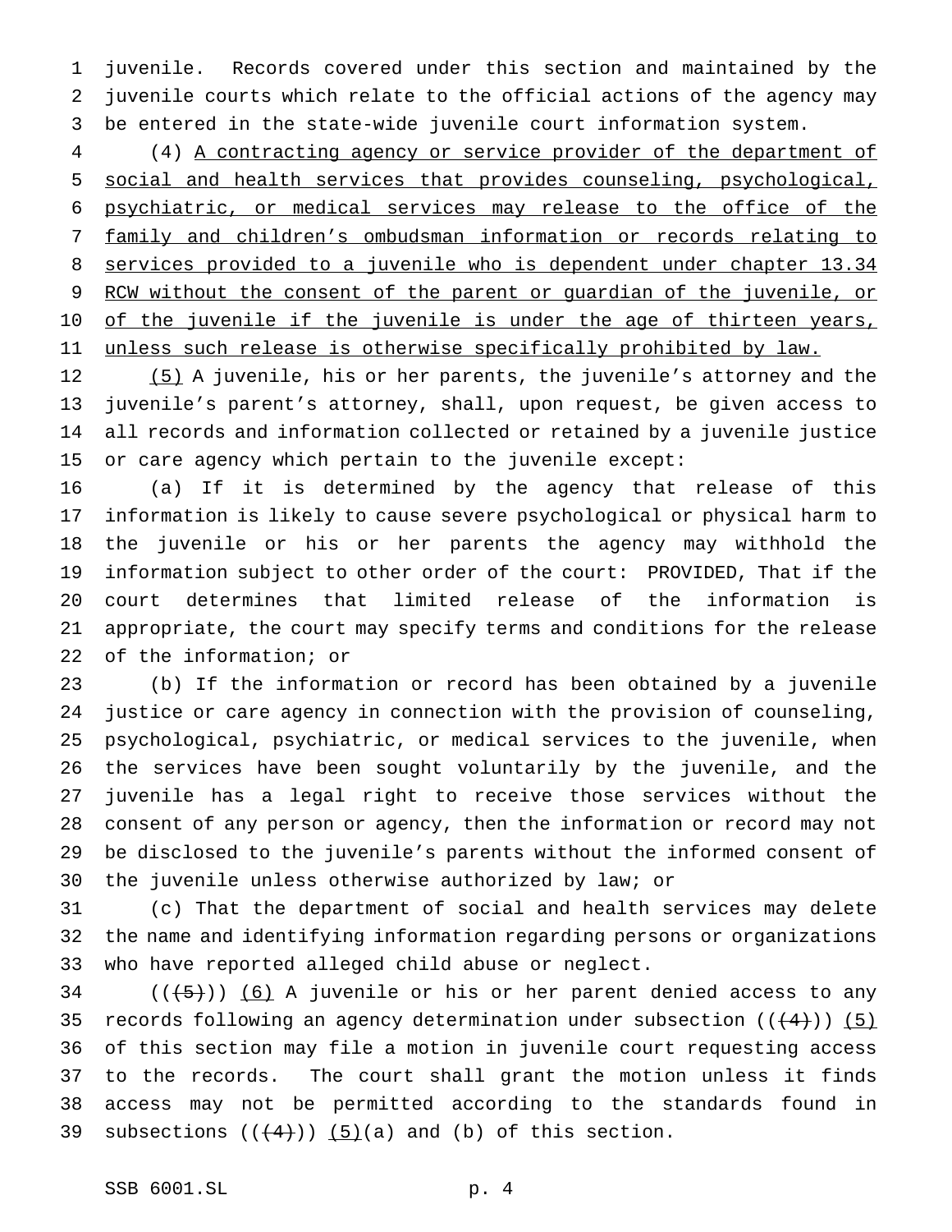juvenile. Records covered under this section and maintained by the juvenile courts which relate to the official actions of the agency may be entered in the state-wide juvenile court information system.

(4) A contracting agency or service provider of the department of social and health services that provides counseling, psychological, psychiatric, or medical services may release to the office of the family and children's ombudsman information or records relating to services provided to a juvenile who is dependent under chapter 13.34 RCW without the consent of the parent or guardian of the juvenile, or of the juvenile if the juvenile is under the age of thirteen years, unless such release is otherwise specifically prohibited by law.

(5) A juvenile, his or her parents, the juvenile's attorney and the juvenile's parent's attorney, shall, upon request, be given access to all records and information collected or retained by a juvenile justice or care agency which pertain to the juvenile except:

(a) If it is determined by the agency that release of this information is likely to cause severe psychological or physical harm to the juvenile or his or her parents the agency may withhold the information subject to other order of the court: PROVIDED, That if the court determines that limited release of the information is appropriate, the court may specify terms and conditions for the release of the information; or

(b) If the information or record has been obtained by a juvenile justice or care agency in connection with the provision of counseling, psychological, psychiatric, or medical services to the juvenile, when the services have been sought voluntarily by the juvenile, and the juvenile has a legal right to receive those services without the consent of any person or agency, then the information or record may not be disclosed to the juvenile's parents without the informed consent of the juvenile unless otherwise authorized by law; or

(c) That the department of social and health services may delete the name and identifying information regarding persons or organizations who have reported alleged child abuse or neglect.

(((5))) (6) A juvenile or his or her parent denied access to any records following an agency determination under subsection (((4))) (5) of this section may file a motion in juvenile court requesting access to the records. The court shall grant the motion unless it finds access may not be permitted according to the standards found in subsections (((4))) (5)(a) and (b) of this section.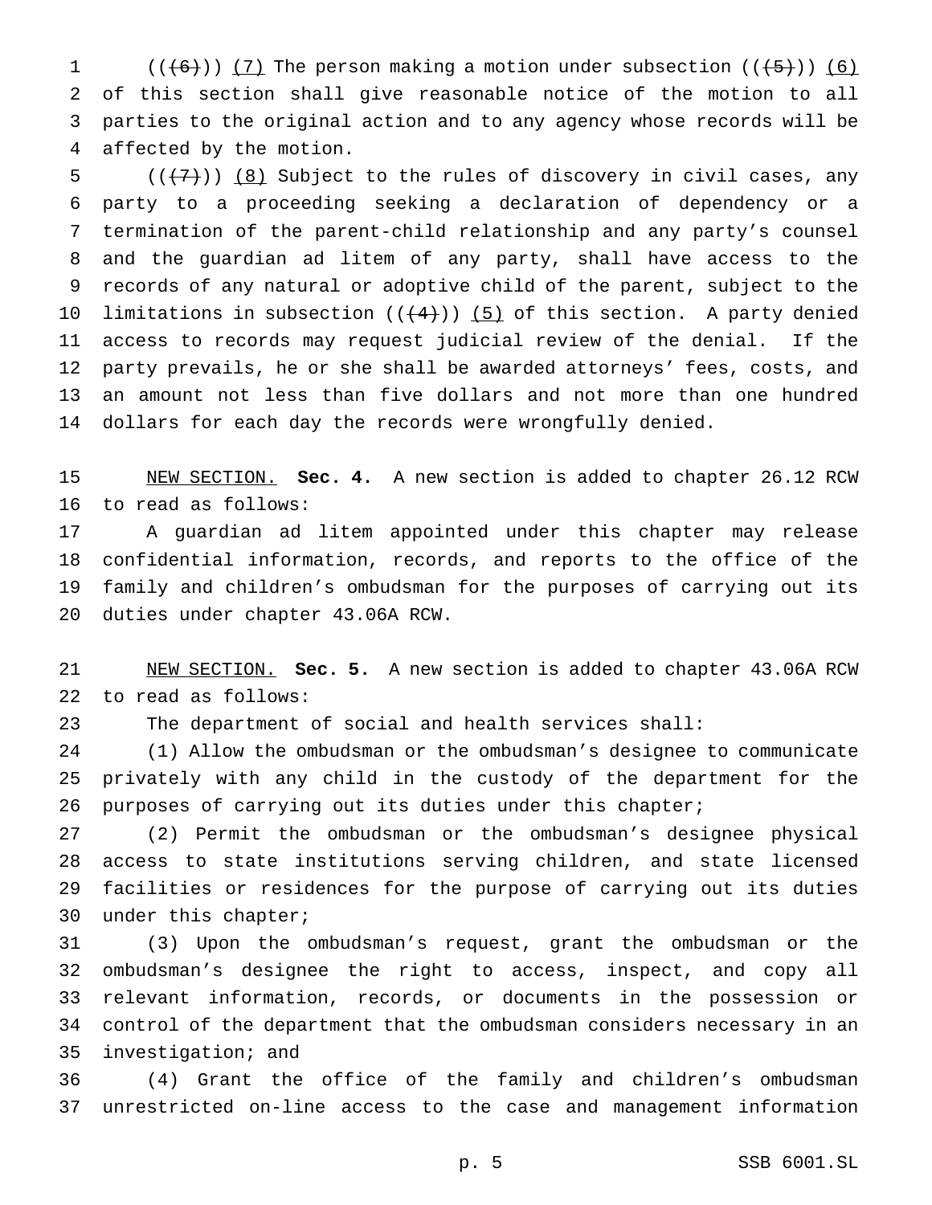((~~(6)~~)) <u>(7)</u> The person making a motion under subsection ((~~(5)~~)) <u>(6)</u> of this section shall give reasonable notice of the motion to all parties to the original action and to any agency whose records will be affected by the motion.

((~~(7)~~)) <u>(8)</u> Subject to the rules of discovery in civil cases, any party to a proceeding seeking a declaration of dependency or a termination of the parent-child relationship and any party's counsel and the guardian ad litem of any party, shall have access to the records of any natural or adoptive child of the parent, subject to the limitations in subsection ((~~(4)~~)) <u>(5)</u> of this section. A party denied access to records may request judicial review of the denial. If the party prevails, he or she shall be awarded attorneys' fees, costs, and an amount not less than five dollars and not more than one hundred dollars for each day the records were wrongfully denied.

<u>NEW SECTION.</u> **Sec. 4.** A new section is added to chapter 26.12 RCW to read as follows:

A guardian ad litem appointed under this chapter may release confidential information, records, and reports to the office of the family and children's ombudsman for the purposes of carrying out its duties under chapter 43.06A RCW.

<u>NEW SECTION.</u> **Sec. 5.** A new section is added to chapter 43.06A RCW to read as follows:

The department of social and health services shall:

(1) Allow the ombudsman or the ombudsman's designee to communicate privately with any child in the custody of the department for the purposes of carrying out its duties under this chapter;

(2) Permit the ombudsman or the ombudsman's designee physical access to state institutions serving children, and state licensed facilities or residences for the purpose of carrying out its duties under this chapter;

(3) Upon the ombudsman's request, grant the ombudsman or the ombudsman's designee the right to access, inspect, and copy all relevant information, records, or documents in the possession or control of the department that the ombudsman considers necessary in an investigation; and

(4) Grant the office of the family and children's ombudsman unrestricted on-line access to the case and management information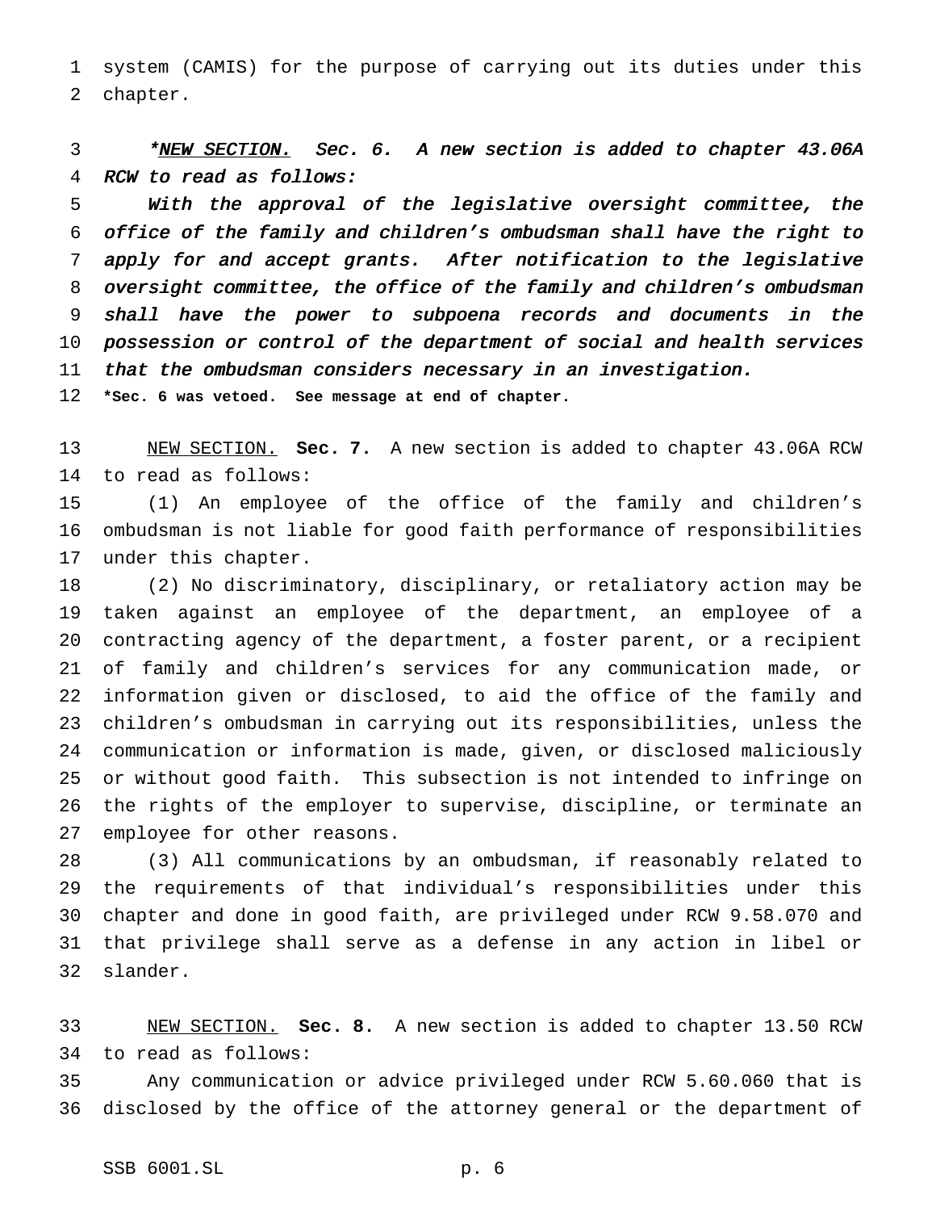system (CAMIS) for the purpose of carrying out its duties under this chapter.

*\*NEW SECTION. Sec. 6. A new section is added to chapter 43.06A RCW to read as follows:*

*With the approval of the legislative oversight committee, the office of the family and children's ombudsman shall have the right to apply for and accept grants. After notification to the legislative oversight committee, the office of the family and children's ombudsman shall have the power to subpoena records and documents in the possession or control of the department of social and health services that the ombudsman considers necessary in an investigation.*

**\*Sec. 6 was vetoed. See message at end of chapter.**

NEW SECTION. **Sec. 7.** A new section is added to chapter 43.06A RCW to read as follows:

(1) An employee of the office of the family and children's ombudsman is not liable for good faith performance of responsibilities under this chapter.

(2) No discriminatory, disciplinary, or retaliatory action may be taken against an employee of the department, an employee of a contracting agency of the department, a foster parent, or a recipient of family and children's services for any communication made, or information given or disclosed, to aid the office of the family and children's ombudsman in carrying out its responsibilities, unless the communication or information is made, given, or disclosed maliciously or without good faith. This subsection is not intended to infringe on the rights of the employer to supervise, discipline, or terminate an employee for other reasons.

(3) All communications by an ombudsman, if reasonably related to the requirements of that individual's responsibilities under this chapter and done in good faith, are privileged under RCW 9.58.070 and that privilege shall serve as a defense in any action in libel or slander.

NEW SECTION. **Sec. 8.** A new section is added to chapter 13.50 RCW to read as follows:

Any communication or advice privileged under RCW 5.60.060 that is disclosed by the office of the attorney general or the department of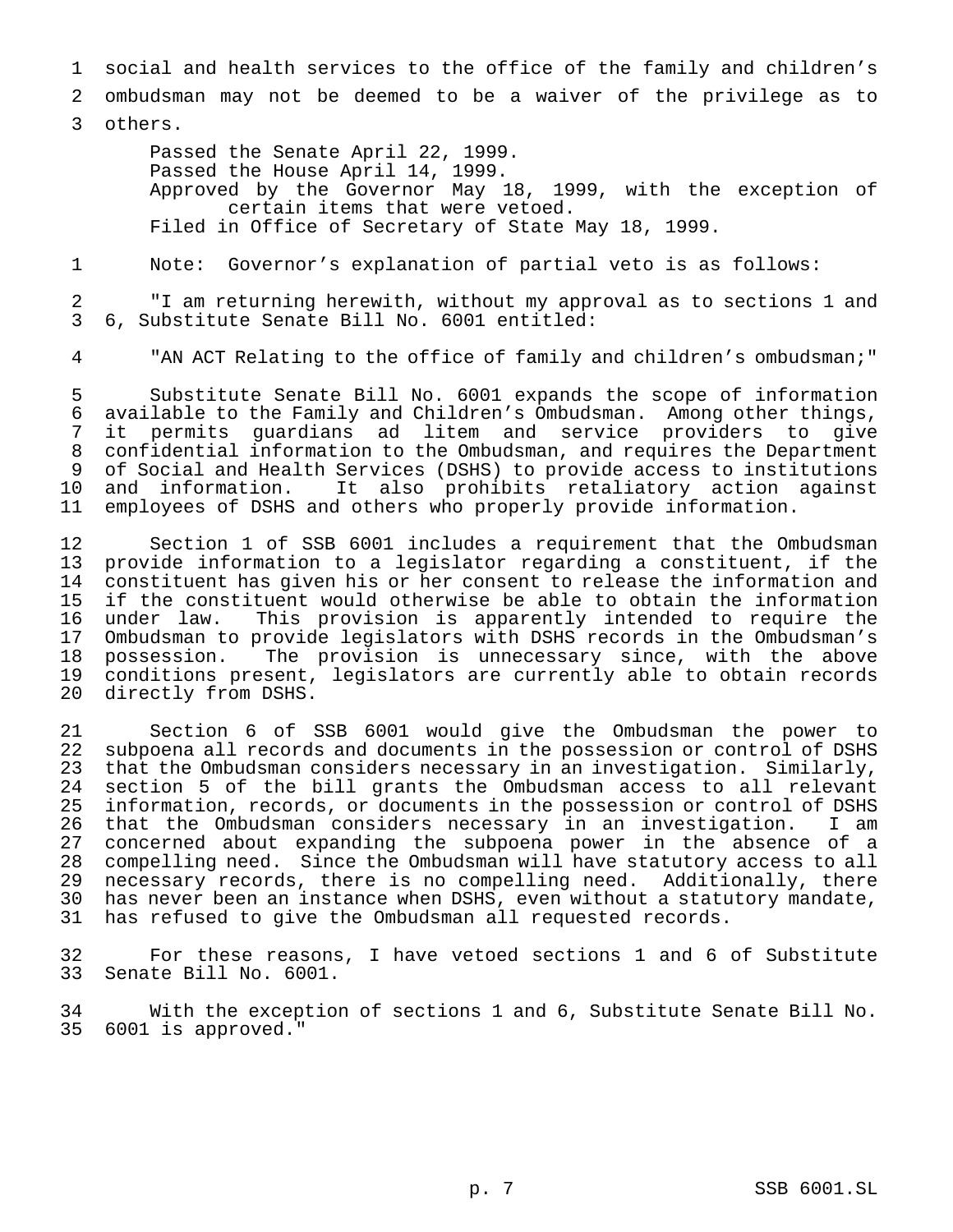social and health services to the office of the family and children's ombudsman may not be deemed to be a waiver of the privilege as to others.

Passed the Senate April 22, 1999.
Passed the House April 14, 1999.
Approved by the Governor May 18, 1999, with the exception of certain items that were vetoed.
Filed in Office of Secretary of State May 18, 1999.

Note: Governor's explanation of partial veto is as follows:

"I am returning herewith, without my approval as to sections 1 and 6, Substitute Senate Bill No. 6001 entitled:

"AN ACT Relating to the office of family and children's ombudsman;"

Substitute Senate Bill No. 6001 expands the scope of information available to the Family and Children's Ombudsman. Among other things, it permits guardians ad litem and service providers to give confidential information to the Ombudsman, and requires the Department of Social and Health Services (DSHS) to provide access to institutions and information. It also prohibits retaliatory action against employees of DSHS and others who properly provide information.

Section 1 of SSB 6001 includes a requirement that the Ombudsman provide information to a legislator regarding a constituent, if the constituent has given his or her consent to release the information and if the constituent would otherwise be able to obtain the information under law. This provision is apparently intended to require the Ombudsman to provide legislators with DSHS records in the Ombudsman's possession. The provision is unnecessary since, with the above conditions present, legislators are currently able to obtain records directly from DSHS.

Section 6 of SSB 6001 would give the Ombudsman the power to subpoena all records and documents in the possession or control of DSHS that the Ombudsman considers necessary in an investigation. Similarly, section 5 of the bill grants the Ombudsman access to all relevant information, records, or documents in the possession or control of DSHS that the Ombudsman considers necessary in an investigation. I am concerned about expanding the subpoena power in the absence of a compelling need. Since the Ombudsman will have statutory access to all necessary records, there is no compelling need. Additionally, there has never been an instance when DSHS, even without a statutory mandate, has refused to give the Ombudsman all requested records.

For these reasons, I have vetoed sections 1 and 6 of Substitute Senate Bill No. 6001.

With the exception of sections 1 and 6, Substitute Senate Bill No. 6001 is approved."